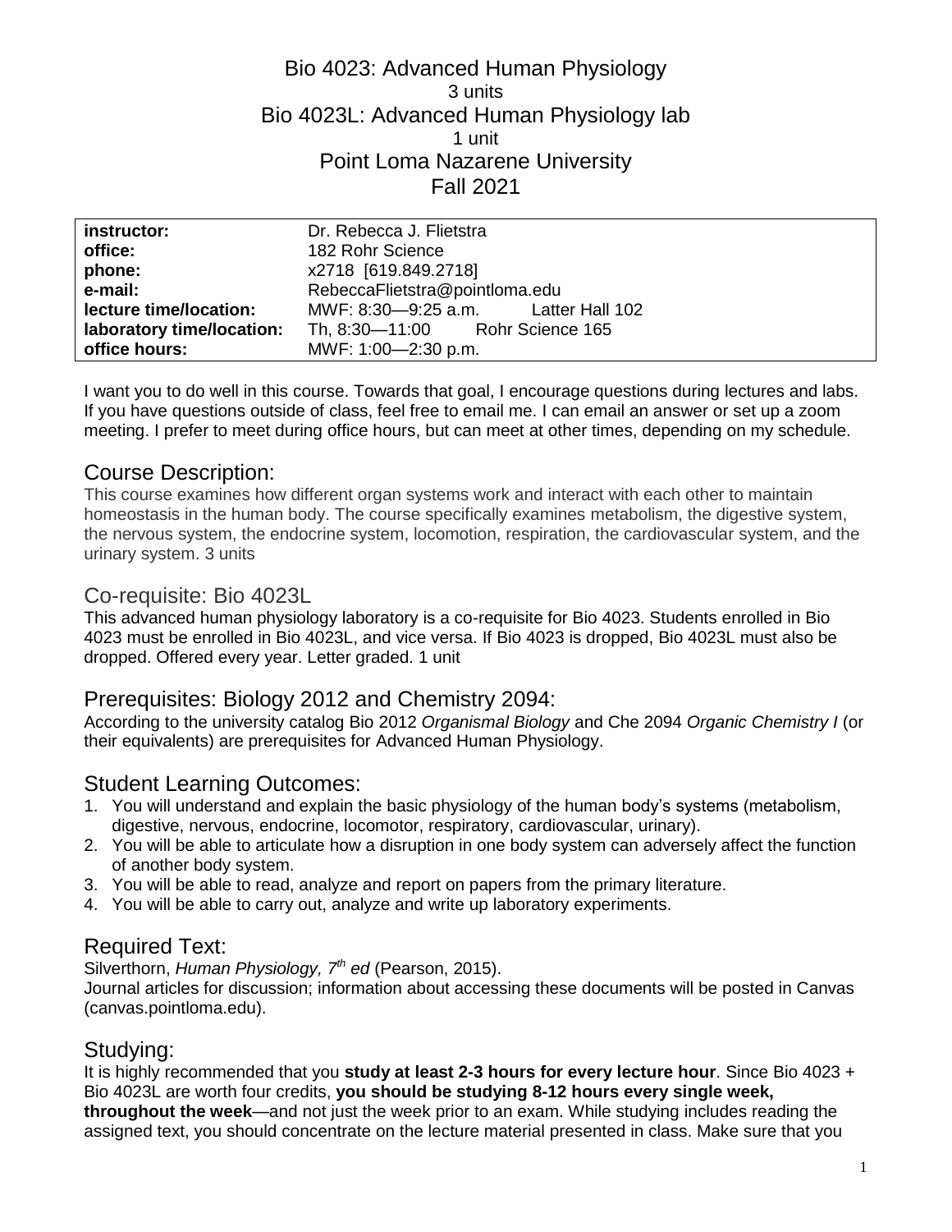# Bio 4023: Advanced Human Physiology

3 units

# Bio 4023L: Advanced Human Physiology lab

1 unit

Point Loma Nazarene University

Fall 2021

| | | |
|---|---|---|
| **instructor:** | Dr. Rebecca J. Flietstra | |
| **office:** | 182 Rohr Science | |
| **phone:** | x2718 [619.849.2718] | |
| **e-mail:** | RebeccaFlietstra@pointloma.edu | |
| **lecture time/location:** | MWF: 8:30—9:25 a.m. | Latter Hall 102 |
| **laboratory time/location:** | Th, 8:30—11:00 | Rohr Science 165 |
| **office hours:** | MWF: 1:00—2:30 p.m. | |

I want you to do well in this course. Towards that goal, I encourage questions during lectures and labs. If you have questions outside of class, feel free to email me. I can email an answer or set up a zoom meeting. I prefer to meet during office hours, but can meet at other times, depending on my schedule.

## Course Description:

This course examines how different organ systems work and interact with each other to maintain homeostasis in the human body. The course specifically examines metabolism, the digestive system, the nervous system, the endocrine system, locomotion, respiration, the cardiovascular system, and the urinary system. 3 units

## Co-requisite: Bio 4023L

This advanced human physiology laboratory is a co-requisite for Bio 4023. Students enrolled in Bio 4023 must be enrolled in Bio 4023L, and vice versa. If Bio 4023 is dropped, Bio 4023L must also be dropped. Offered every year. Letter graded. 1 unit

## Prerequisites: Biology 2012 and Chemistry 2094:

According to the university catalog Bio 2012 *Organismal Biology* and Che 2094 *Organic Chemistry I* (or their equivalents) are prerequisites for Advanced Human Physiology.

## Student Learning Outcomes:

1. You will understand and explain the basic physiology of the human body's systems (metabolism, digestive, nervous, endocrine, locomotor, respiratory, cardiovascular, urinary).
2. You will be able to articulate how a disruption in one body system can adversely affect the function of another body system.
3. You will be able to read, analyze and report on papers from the primary literature.
4. You will be able to carry out, analyze and write up laboratory experiments.

## Required Text:

Silverthorn, *Human Physiology, 7th ed* (Pearson, 2015).

Journal articles for discussion; information about accessing these documents will be posted in Canvas (canvas.pointloma.edu).

## Studying:

It is highly recommended that you **study at least 2-3 hours for every lecture hour**. Since Bio 4023 + Bio 4023L are worth four credits, **you should be studying 8-12 hours every single week, throughout the week**—and not just the week prior to an exam. While studying includes reading the assigned text, you should concentrate on the lecture material presented in class. Make sure that you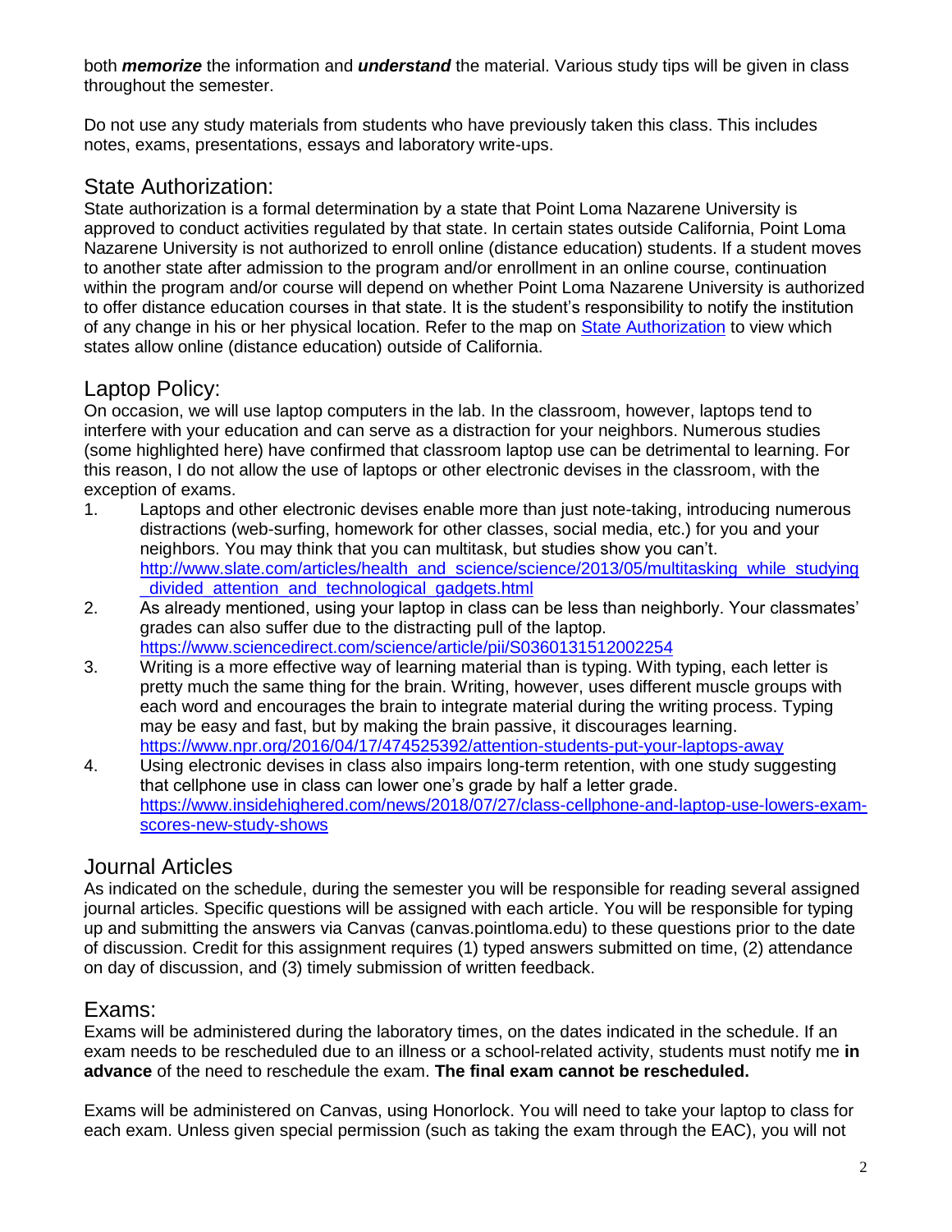both ***memorize*** the information and ***understand*** the material. Various study tips will be given in class throughout the semester.

Do not use any study materials from students who have previously taken this class. This includes notes, exams, presentations, essays and laboratory write-ups.

## State Authorization:

State authorization is a formal determination by a state that Point Loma Nazarene University is approved to conduct activities regulated by that state. In certain states outside California, Point Loma Nazarene University is not authorized to enroll online (distance education) students. If a student moves to another state after admission to the program and/or enrollment in an online course, continuation within the program and/or course will depend on whether Point Loma Nazarene University is authorized to offer distance education courses in that state. It is the student's responsibility to notify the institution of any change in his or her physical location. Refer to the map on State Authorization to view which states allow online (distance education) outside of California.

## Laptop Policy:

On occasion, we will use laptop computers in the lab. In the classroom, however, laptops tend to interfere with your education and can serve as a distraction for your neighbors. Numerous studies (some highlighted here) have confirmed that classroom laptop use can be detrimental to learning. For this reason, I do not allow the use of laptops or other electronic devises in the classroom, with the exception of exams.

1. Laptops and other electronic devises enable more than just note-taking, introducing numerous distractions (web-surfing, homework for other classes, social media, etc.) for you and your neighbors. You may think that you can multitask, but studies show you can't. http://www.slate.com/articles/health_and_science/science/2013/05/multitasking_while_studying_divided_attention_and_technological_gadgets.html
2. As already mentioned, using your laptop in class can be less than neighborly. Your classmates' grades can also suffer due to the distracting pull of the laptop. https://www.sciencedirect.com/science/article/pii/S0360131512002254
3. Writing is a more effective way of learning material than is typing. With typing, each letter is pretty much the same thing for the brain. Writing, however, uses different muscle groups with each word and encourages the brain to integrate material during the writing process. Typing may be easy and fast, but by making the brain passive, it discourages learning. https://www.npr.org/2016/04/17/474525392/attention-students-put-your-laptops-away
4. Using electronic devises in class also impairs long-term retention, with one study suggesting that cellphone use in class can lower one's grade by half a letter grade. https://www.insidehighered.com/news/2018/07/27/class-cellphone-and-laptop-use-lowers-exam-scores-new-study-shows

## Journal Articles

As indicated on the schedule, during the semester you will be responsible for reading several assigned journal articles. Specific questions will be assigned with each article. You will be responsible for typing up and submitting the answers via Canvas (canvas.pointloma.edu) to these questions prior to the date of discussion. Credit for this assignment requires (1) typed answers submitted on time, (2) attendance on day of discussion, and (3) timely submission of written feedback.

## Exams:

Exams will be administered during the laboratory times, on the dates indicated in the schedule. If an exam needs to be rescheduled due to an illness or a school-related activity, students must notify me **in advance** of the need to reschedule the exam. **The final exam cannot be rescheduled.**

Exams will be administered on Canvas, using Honorlock. You will need to take your laptop to class for each exam. Unless given special permission (such as taking the exam through the EAC), you will not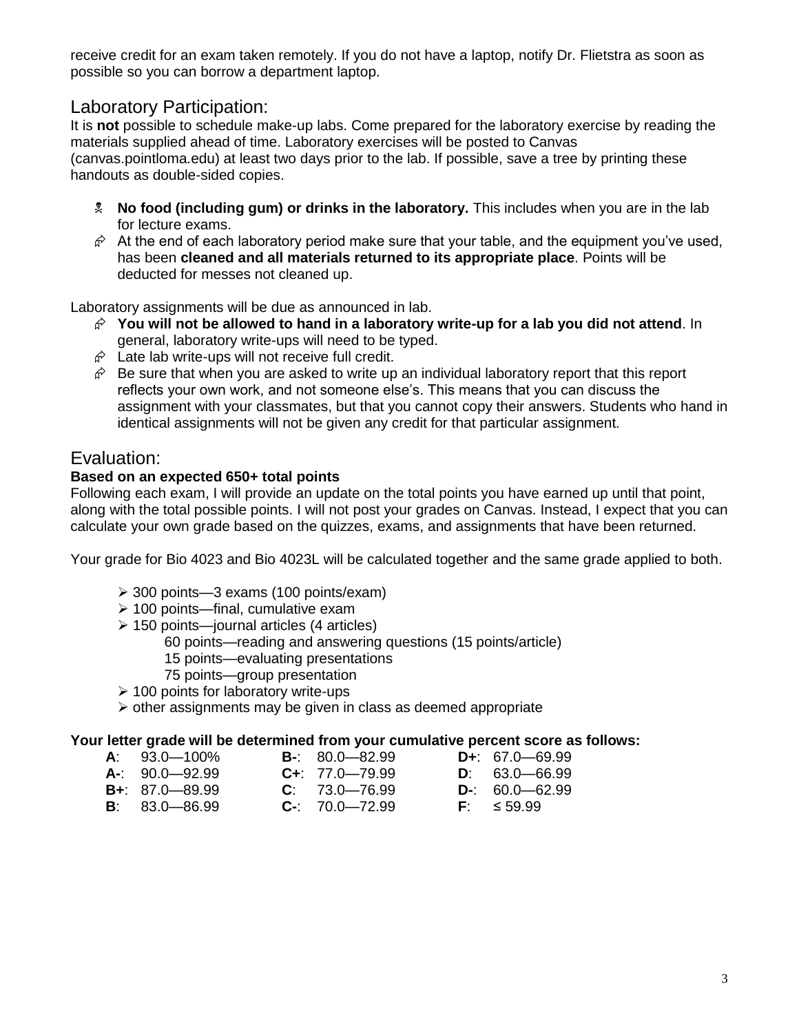receive credit for an exam taken remotely. If you do not have a laptop, notify Dr. Flietstra as soon as possible so you can borrow a department laptop.

## Laboratory Participation:

It is **not** possible to schedule make-up labs. Come prepared for the laboratory exercise by reading the materials supplied ahead of time. Laboratory exercises will be posted to Canvas (canvas.pointloma.edu) at least two days prior to the lab. If possible, save a tree by printing these handouts as double-sided copies.

- **No food (including gum) or drinks in the laboratory.** This includes when you are in the lab for lecture exams.
- At the end of each laboratory period make sure that your table, and the equipment you've used, has been **cleaned and all materials returned to its appropriate place**. Points will be deducted for messes not cleaned up.

Laboratory assignments will be due as announced in lab.

- **You will not be allowed to hand in a laboratory write-up for a lab you did not attend**. In general, laboratory write-ups will need to be typed.
- Late lab write-ups will not receive full credit.
- Be sure that when you are asked to write up an individual laboratory report that this report reflects your own work, and not someone else's. This means that you can discuss the assignment with your classmates, but that you cannot copy their answers. Students who hand in identical assignments will not be given any credit for that particular assignment.

## Evaluation:

**Based on an expected 650+ total points**

Following each exam, I will provide an update on the total points you have earned up until that point, along with the total possible points. I will not post your grades on Canvas. Instead, I expect that you can calculate your own grade based on the quizzes, exams, and assignments that have been returned.

Your grade for Bio 4023 and Bio 4023L will be calculated together and the same grade applied to both.

- 300 points—3 exams (100 points/exam)
- 100 points—final, cumulative exam
- 150 points—journal articles (4 articles)
  - 60 points—reading and answering questions (15 points/article)
  - 15 points—evaluating presentations
  - 75 points—group presentation
- 100 points for laboratory write-ups
- other assignments may be given in class as deemed appropriate

**Your letter grade will be determined from your cumulative percent score as follows:**

| | | |
|---|---|---|
| **A**: 93.0—100% | **B-**: 80.0—82.99 | **D+**: 67.0—69.99 |
| **A-**: 90.0—92.99 | **C+**: 77.0—79.99 | **D**: 63.0—66.99 |
| **B+**: 87.0—89.99 | **C**: 73.0—76.99 | **D-**: 60.0—62.99 |
| **B**: 83.0—86.99 | **C-**: 70.0—72.99 | **F**: ≤ 59.99 |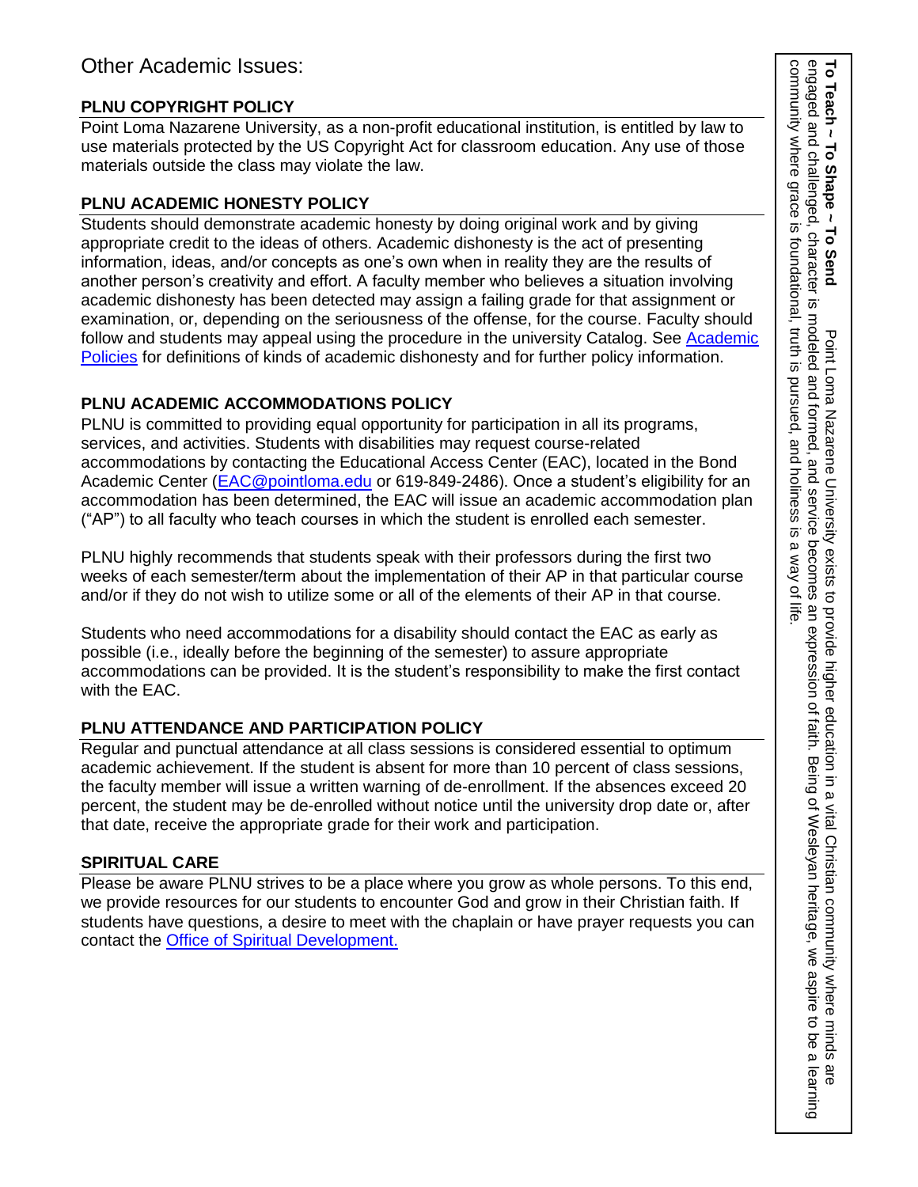## Other Academic Issues:

### PLNU COPYRIGHT POLICY

Point Loma Nazarene University, as a non-profit educational institution, is entitled by law to use materials protected by the US Copyright Act for classroom education. Any use of those materials outside the class may violate the law.

### PLNU ACADEMIC HONESTY POLICY

Students should demonstrate academic honesty by doing original work and by giving appropriate credit to the ideas of others. Academic dishonesty is the act of presenting information, ideas, and/or concepts as one's own when in reality they are the results of another person's creativity and effort. A faculty member who believes a situation involving academic dishonesty has been detected may assign a failing grade for that assignment or examination, or, depending on the seriousness of the offense, for the course. Faculty should follow and students may appeal using the procedure in the university Catalog. See Academic Policies for definitions of kinds of academic dishonesty and for further policy information.

### PLNU ACADEMIC ACCOMMODATIONS POLICY

PLNU is committed to providing equal opportunity for participation in all its programs, services, and activities. Students with disabilities may request course-related accommodations by contacting the Educational Access Center (EAC), located in the Bond Academic Center (EAC@pointloma.edu or 619-849-2486). Once a student's eligibility for an accommodation has been determined, the EAC will issue an academic accommodation plan ("AP") to all faculty who teach courses in which the student is enrolled each semester.

PLNU highly recommends that students speak with their professors during the first two weeks of each semester/term about the implementation of their AP in that particular course and/or if they do not wish to utilize some or all of the elements of their AP in that course.

Students who need accommodations for a disability should contact the EAC as early as possible (i.e., ideally before the beginning of the semester) to assure appropriate accommodations can be provided. It is the student's responsibility to make the first contact with the EAC.

### PLNU ATTENDANCE AND PARTICIPATION POLICY

Regular and punctual attendance at all class sessions is considered essential to optimum academic achievement. If the student is absent for more than 10 percent of class sessions, the faculty member will issue a written warning of de-enrollment. If the absences exceed 20 percent, the student may be de-enrolled without notice until the university drop date or, after that date, receive the appropriate grade for their work and participation.

### SPIRITUAL CARE

Please be aware PLNU strives to be a place where you grow as whole persons. To this end, we provide resources for our students to encounter God and grow in their Christian faith. If students have questions, a desire to meet with the chaplain or have prayer requests you can contact the Office of Spiritual Development.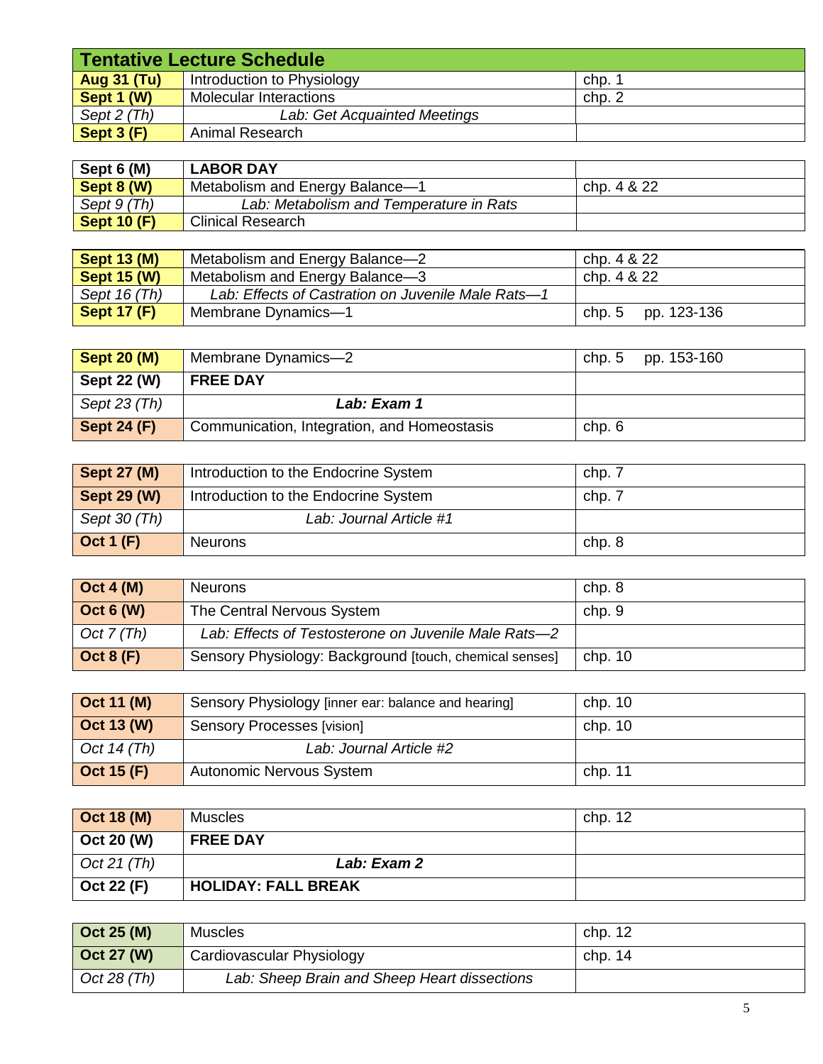| **Tentative Lecture Schedule** | | |
|---|---|---|
| **Aug 31 (Tu)** | Introduction to Physiology | chp. 1 |
| **Sept 1 (W)** | Molecular Interactions | chp. 2 |
| *Sept 2 (Th)* | *Lab: Get Acquainted Meetings* | |
| **Sept 3 (F)** | Animal Research | |
| **Sept 6 (M)** | **LABOR DAY** | |
| **Sept 8 (W)** | Metabolism and Energy Balance—1 | chp. 4 & 22 |
| *Sept 9 (Th)* | *Lab: Metabolism and Temperature in Rats* | |
| **Sept 10 (F)** | Clinical Research | |
| **Sept 13 (M)** | Metabolism and Energy Balance—2 | chp. 4 & 22 |
| **Sept 15 (W)** | Metabolism and Energy Balance—3 | chp. 4 & 22 |
| *Sept 16 (Th)* | *Lab: Effects of Castration on Juvenile Male Rats—1* | |
| **Sept 17 (F)** | Membrane Dynamics—1 | chp. 5 pp. 123-136 |
| **Sept 20 (M)** | Membrane Dynamics—2 | chp. 5 pp. 153-160 |
| **Sept 22 (W)** | **FREE DAY** | |
| *Sept 23 (Th)* | ***Lab: Exam 1*** | |
| **Sept 24 (F)** | Communication, Integration, and Homeostasis | chp. 6 |
| **Sept 27 (M)** | Introduction to the Endocrine System | chp. 7 |
| **Sept 29 (W)** | Introduction to the Endocrine System | chp. 7 |
| *Sept 30 (Th)* | *Lab: Journal Article #1* | |
| **Oct 1 (F)** | Neurons | chp. 8 |
| **Oct 4 (M)** | Neurons | chp. 8 |
| **Oct 6 (W)** | The Central Nervous System | chp. 9 |
| *Oct 7 (Th)* | *Lab: Effects of Testosterone on Juvenile Male Rats—2* | |
| **Oct 8 (F)** | Sensory Physiology: Background [touch, chemical senses] | chp. 10 |
| **Oct 11 (M)** | Sensory Physiology [inner ear: balance and hearing] | chp. 10 |
| **Oct 13 (W)** | Sensory Processes [vision] | chp. 10 |
| *Oct 14 (Th)* | *Lab: Journal Article #2* | |
| **Oct 15 (F)** | Autonomic Nervous System | chp. 11 |
| **Oct 18 (M)** | Muscles | chp. 12 |
| **Oct 20 (W)** | **FREE DAY** | |
| *Oct 21 (Th)* | ***Lab: Exam 2*** | |
| **Oct 22 (F)** | **HOLIDAY: FALL BREAK** | |
| **Oct 25 (M)** | Muscles | chp. 12 |
| **Oct 27 (W)** | Cardiovascular Physiology | chp. 14 |
| *Oct 28 (Th)* | *Lab: Sheep Brain and Sheep Heart dissections* | |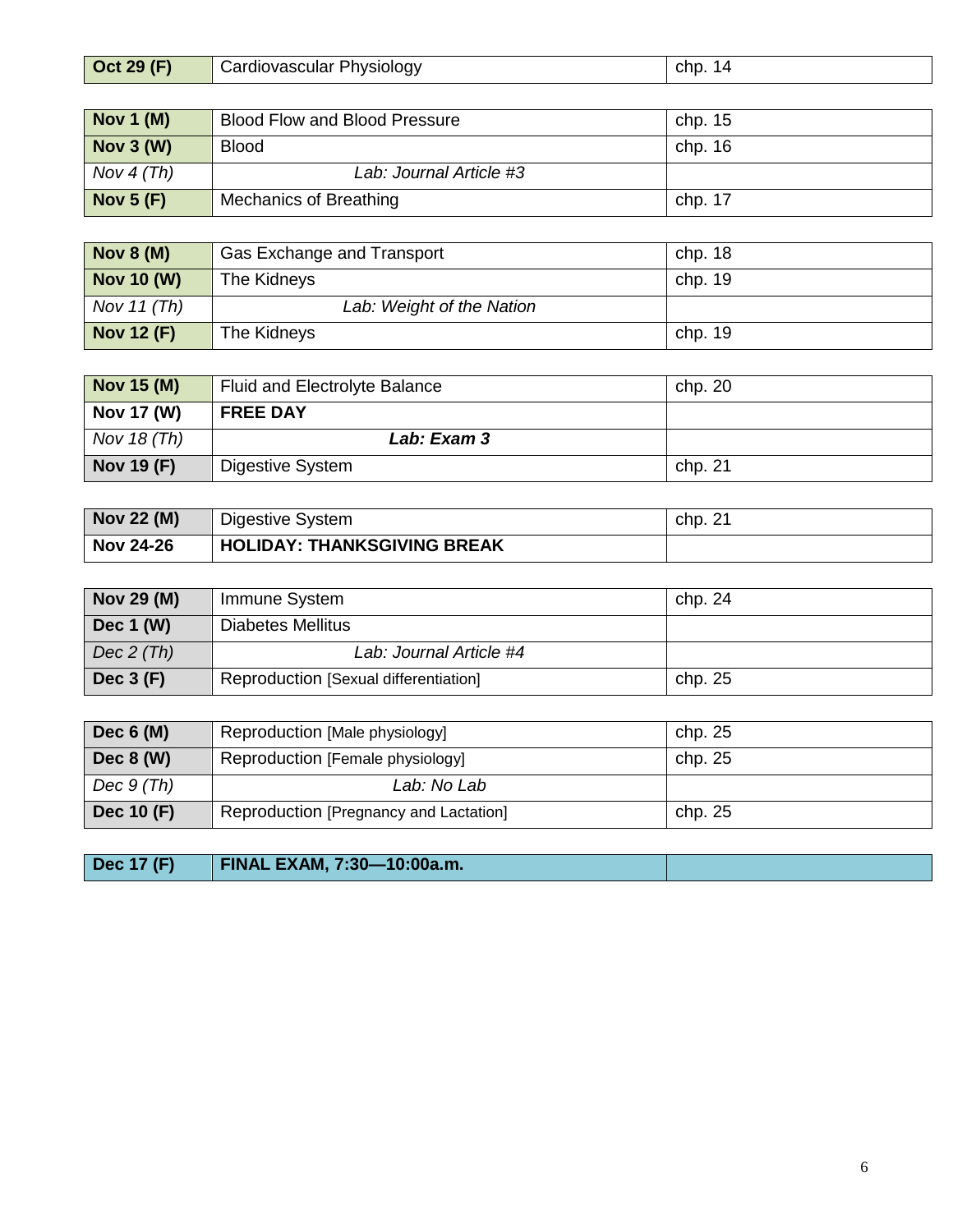| | | |
|---|---|---|
| **Oct 29 (F)** | Cardiovascular Physiology | chp. 14 |

| | | |
|---|---|---|
| **Nov 1 (M)** | Blood Flow and Blood Pressure | chp. 15 |
| **Nov 3 (W)** | Blood | chp. 16 |
| *Nov 4 (Th)* | *Lab: Journal Article #3* | |
| **Nov 5 (F)** | Mechanics of Breathing | chp. 17 |

| | | |
|---|---|---|
| **Nov 8 (M)** | Gas Exchange and Transport | chp. 18 |
| **Nov 10 (W)** | The Kidneys | chp. 19 |
| *Nov 11 (Th)* | *Lab: Weight of the Nation* | |
| **Nov 12 (F)** | The Kidneys | chp. 19 |

| | | |
|---|---|---|
| **Nov 15 (M)** | Fluid and Electrolyte Balance | chp. 20 |
| **Nov 17 (W)** | **FREE DAY** | |
| *Nov 18 (Th)* | ***Lab: Exam 3*** | |
| **Nov 19 (F)** | Digestive System | chp. 21 |

| | | |
|---|---|---|
| **Nov 22 (M)** | Digestive System | chp. 21 |
| **Nov 24-26** | **HOLIDAY: THANKSGIVING BREAK** | |

| | | |
|---|---|---|
| **Nov 29 (M)** | Immune System | chp. 24 |
| **Dec 1 (W)** | Diabetes Mellitus | |
| *Dec 2 (Th)* | *Lab: Journal Article #4* | |
| **Dec 3 (F)** | Reproduction [Sexual differentiation] | chp. 25 |

| | | |
|---|---|---|
| **Dec 6 (M)** | Reproduction [Male physiology] | chp. 25 |
| **Dec 8 (W)** | Reproduction [Female physiology] | chp. 25 |
| *Dec 9 (Th)* | *Lab: No Lab* | |
| **Dec 10 (F)** | Reproduction [Pregnancy and Lactation] | chp. 25 |

| | | |
|---|---|---|
| **Dec 17 (F)** | **FINAL EXAM, 7:30—10:00a.m.** | |